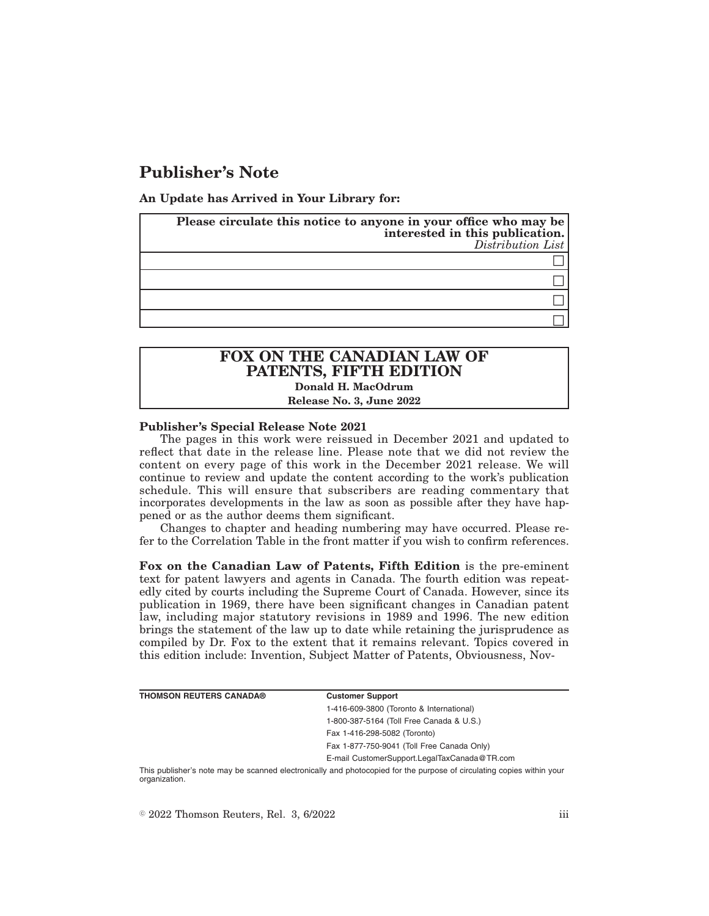# Publisher's Note

**An Update has Arrived in Your Library for:**

| **Please circulate this notice to anyone in your office who may be interested in this publication.** *Distribution List* |
|---|
| ☐ |
| ☐ |
| ☐ |
| ☐ |

## FOX ON THE CANADIAN LAW OF PATENTS, FIFTH EDITION

**Donald H. MacOdrum**

**Release No. 3, June 2022**

**Publisher's Special Release Note 2021**

The pages in this work were reissued in December 2021 and updated to reflect that date in the release line. Please note that we did not review the content on every page of this work in the December 2021 release. We will continue to review and update the content according to the work's publication schedule. This will ensure that subscribers are reading commentary that incorporates developments in the law as soon as possible after they have happened or as the author deems them significant.

Changes to chapter and heading numbering may have occurred. Please refer to the Correlation Table in the front matter if you wish to confirm references.

**Fox on the Canadian Law of Patents, Fifth Edition** is the pre-eminent text for patent lawyers and agents in Canada. The fourth edition was repeatedly cited by courts including the Supreme Court of Canada. However, since its publication in 1969, there have been significant changes in Canadian patent law, including major statutory revisions in 1989 and 1996. The new edition brings the statement of the law up to date while retaining the jurisprudence as compiled by Dr. Fox to the extent that it remains relevant. Topics covered in this edition include: Invention, Subject Matter of Patents, Obviousness, Nov-

| **THOMSON REUTERS CANADA®** | **Customer Support** |
|---|---|
| | 1-416-609-3800 (Toronto & International) |
| | 1-800-387-5164 (Toll Free Canada & U.S.) |
| | Fax 1-416-298-5082 (Toronto) |
| | Fax 1-877-750-9041 (Toll Free Canada Only) |
| | E-mail CustomerSupport.LegalTaxCanada@TR.com |

This publisher's note may be scanned electronically and photocopied for the purpose of circulating copies within your organization.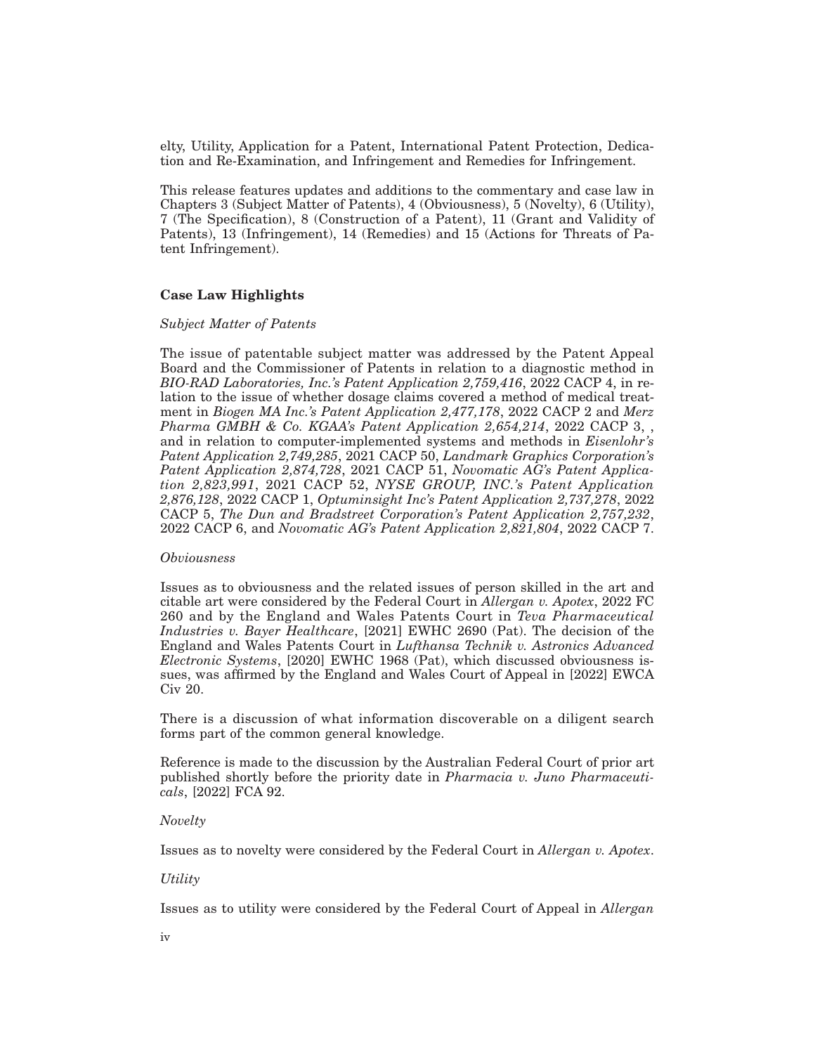elty, Utility, Application for a Patent, International Patent Protection, Dedication and Re-Examination, and Infringement and Remedies for Infringement.

This release features updates and additions to the commentary and case law in Chapters 3 (Subject Matter of Patents), 4 (Obviousness), 5 (Novelty), 6 (Utility), 7 (The Specification), 8 (Construction of a Patent), 11 (Grant and Validity of Patents), 13 (Infringement), 14 (Remedies) and 15 (Actions for Threats of Patent Infringement).

**Case Law Highlights**

*Subject Matter of Patents*

The issue of patentable subject matter was addressed by the Patent Appeal Board and the Commissioner of Patents in relation to a diagnostic method in *BIO-RAD Laboratories, Inc.'s Patent Application 2,759,416*, 2022 CACP 4, in relation to the issue of whether dosage claims covered a method of medical treatment in *Biogen MA Inc.'s Patent Application 2,477,178*, 2022 CACP 2 and *Merz Pharma GMBH & Co. KGAA's Patent Application 2,654,214*, 2022 CACP 3, , and in relation to computer-implemented systems and methods in *Eisenlohr's Patent Application 2,749,285*, 2021 CACP 50, *Landmark Graphics Corporation's Patent Application 2,874,728*, 2021 CACP 51, *Novomatic AG's Patent Application 2,823,991*, 2021 CACP 52, *NYSE GROUP, INC.'s Patent Application 2,876,128*, 2022 CACP 1, *Optuminsight Inc's Patent Application 2,737,278*, 2022 CACP 5, *The Dun and Bradstreet Corporation's Patent Application 2,757,232*, 2022 CACP 6, and *Novomatic AG's Patent Application 2,821,804*, 2022 CACP 7.

*Obviousness*

Issues as to obviousness and the related issues of person skilled in the art and citable art were considered by the Federal Court in *Allergan v. Apotex*, 2022 FC 260 and by the England and Wales Patents Court in *Teva Pharmaceutical Industries v. Bayer Healthcare*, [2021] EWHC 2690 (Pat). The decision of the England and Wales Patents Court in *Lufthansa Technik v. Astronics Advanced Electronic Systems*, [2020] EWHC 1968 (Pat), which discussed obviousness issues, was affirmed by the England and Wales Court of Appeal in [2022] EWCA Civ 20.

There is a discussion of what information discoverable on a diligent search forms part of the common general knowledge.

Reference is made to the discussion by the Australian Federal Court of prior art published shortly before the priority date in *Pharmacia v. Juno Pharmaceuticals*, [2022] FCA 92.

*Novelty*

Issues as to novelty were considered by the Federal Court in *Allergan v. Apotex*.

*Utility*

Issues as to utility were considered by the Federal Court of Appeal in *Allergan*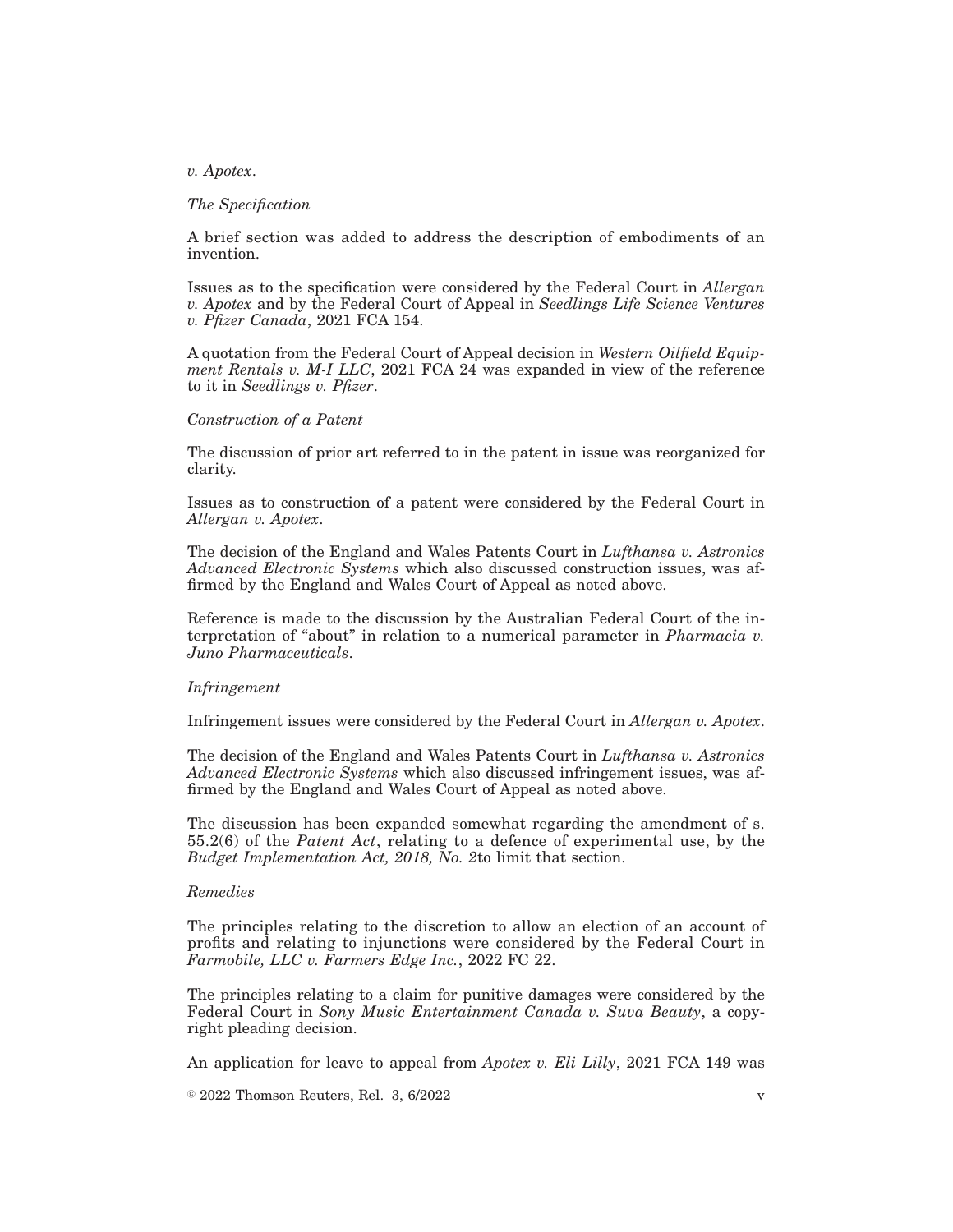*v. Apotex*.

*The Specification*

A brief section was added to address the description of embodiments of an invention.

Issues as to the specification were considered by the Federal Court in *Allergan v. Apotex* and by the Federal Court of Appeal in *Seedlings Life Science Ventures v. Pfizer Canada*, 2021 FCA 154.

A quotation from the Federal Court of Appeal decision in *Western Oilfield Equipment Rentals v. M-I LLC*, 2021 FCA 24 was expanded in view of the reference to it in *Seedlings v. Pfizer*.

*Construction of a Patent*

The discussion of prior art referred to in the patent in issue was reorganized for clarity.

Issues as to construction of a patent were considered by the Federal Court in *Allergan v. Apotex*.

The decision of the England and Wales Patents Court in *Lufthansa v. Astronics Advanced Electronic Systems* which also discussed construction issues, was affirmed by the England and Wales Court of Appeal as noted above.

Reference is made to the discussion by the Australian Federal Court of the interpretation of "about" in relation to a numerical parameter in *Pharmacia v. Juno Pharmaceuticals*.

*Infringement*

Infringement issues were considered by the Federal Court in *Allergan v. Apotex*.

The decision of the England and Wales Patents Court in *Lufthansa v. Astronics Advanced Electronic Systems* which also discussed infringement issues, was affirmed by the England and Wales Court of Appeal as noted above.

The discussion has been expanded somewhat regarding the amendment of s. 55.2(6) of the *Patent Act*, relating to a defence of experimental use, by the *Budget Implementation Act, 2018, No. 2*to limit that section.

*Remedies*

The principles relating to the discretion to allow an election of an account of profits and relating to injunctions were considered by the Federal Court in *Farmobile, LLC v. Farmers Edge Inc.*, 2022 FC 22.

The principles relating to a claim for punitive damages were considered by the Federal Court in *Sony Music Entertainment Canada v. Suva Beauty*, a copyright pleading decision.

An application for leave to appeal from *Apotex v. Eli Lilly*, 2021 FCA 149 was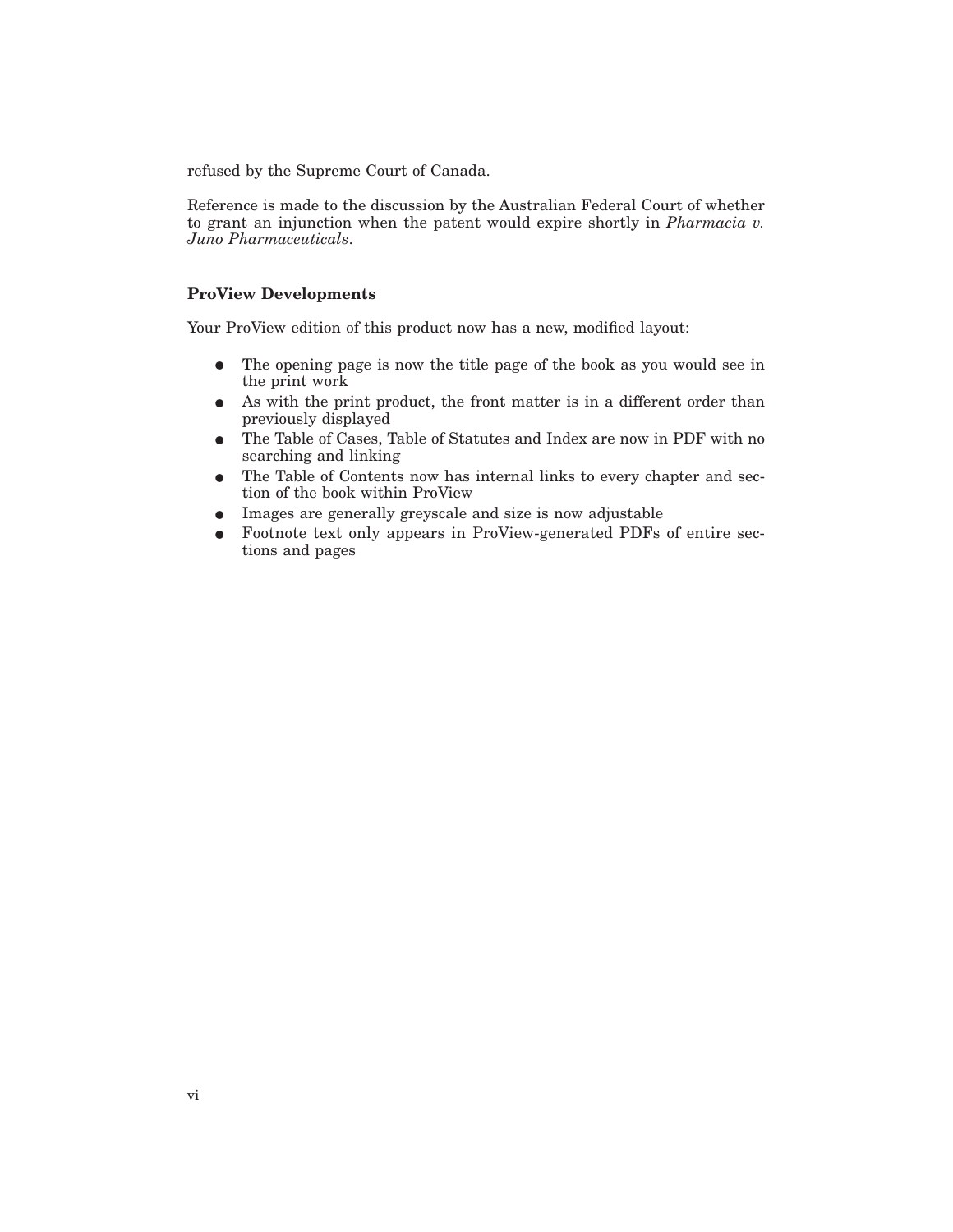refused by the Supreme Court of Canada.

Reference is made to the discussion by the Australian Federal Court of whether to grant an injunction when the patent would expire shortly in *Pharmacia v. Juno Pharmaceuticals*.

**ProView Developments**

Your ProView edition of this product now has a new, modified layout:

- The opening page is now the title page of the book as you would see in the print work
- As with the print product, the front matter is in a different order than previously displayed
- The Table of Cases, Table of Statutes and Index are now in PDF with no searching and linking
- The Table of Contents now has internal links to every chapter and section of the book within ProView
- Images are generally greyscale and size is now adjustable
- Footnote text only appears in ProView-generated PDFs of entire sections and pages